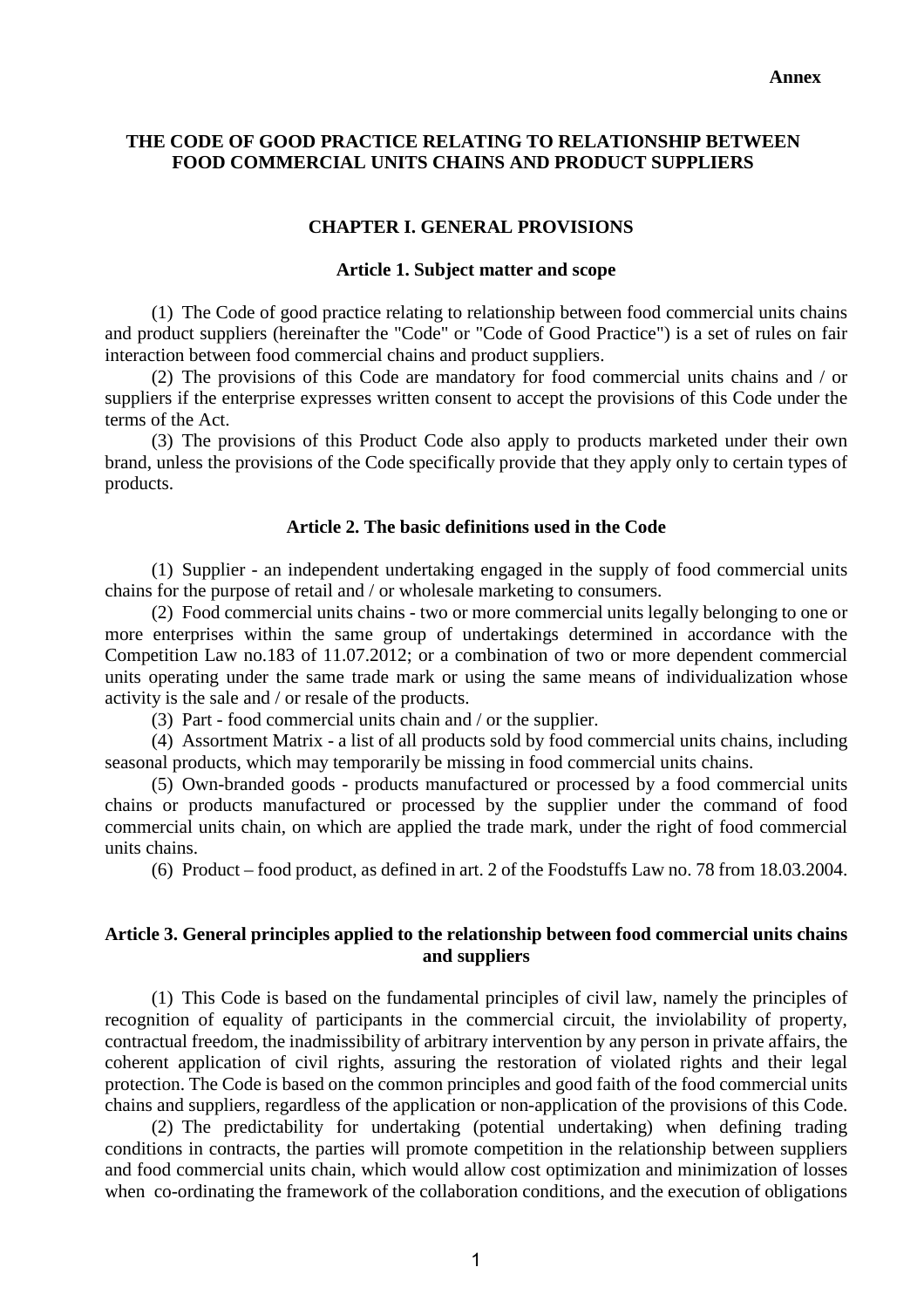**Annex**

# THE CODE OF GOOD PRACTICE RELATING TO RELATIONSHIP BETWEEN FOOD COMMERCIAL UNITS CHAINS AND PRODUCT SUPPLIERS

## CHAPTER I. GENERAL PROVISIONS

### Article 1. Subject matter and scope

(1) The Code of good practice relating to relationship between food commercial units chains and product suppliers (hereinafter the "Code" or "Code of Good Practice") is a set of rules on fair interaction between food commercial chains and product suppliers.

(2) The provisions of this Code are mandatory for food commercial units chains and / or suppliers if the enterprise expresses written consent to accept the provisions of this Code under the terms of the Act.

(3) The provisions of this Product Code also apply to products marketed under their own brand, unless the provisions of the Code specifically provide that they apply only to certain types of products.

### Article 2. The basic definitions used in the Code

(1) Supplier - an independent undertaking engaged in the supply of food commercial units chains for the purpose of retail and / or wholesale marketing to consumers.

(2) Food commercial units chains - two or more commercial units legally belonging to one or more enterprises within the same group of undertakings determined in accordance with the Competition Law no.183 of 11.07.2012; or a combination of two or more dependent commercial units operating under the same trade mark or using the same means of individualization whose activity is the sale and / or resale of the products.

(3) Part - food commercial units chain and / or the supplier.

(4) Assortment Matrix - a list of all products sold by food commercial units chains, including seasonal products, which may temporarily be missing in food commercial units chains.

(5) Own-branded goods - products manufactured or processed by a food commercial units chains or products manufactured or processed by the supplier under the command of food commercial units chain, on which are applied the trade mark, under the right of food commercial units chains.

(6) Product – food product, as defined in art. 2 of the Foodstuffs Law no. 78 from 18.03.2004.

### Article 3. General principles applied to the relationship between food commercial units chains and suppliers

(1) This Code is based on the fundamental principles of civil law, namely the principles of recognition of equality of participants in the commercial circuit, the inviolability of property, contractual freedom, the inadmissibility of arbitrary intervention by any person in private affairs, the coherent application of civil rights, assuring the restoration of violated rights and their legal protection. The Code is based on the common principles and good faith of the food commercial units chains and suppliers, regardless of the application or non-application of the provisions of this Code.

(2) The predictability for undertaking (potential undertaking) when defining trading conditions in contracts, the parties will promote competition in the relationship between suppliers and food commercial units chain, which would allow cost optimization and minimization of losses when co-ordinating the framework of the collaboration conditions, and the execution of obligations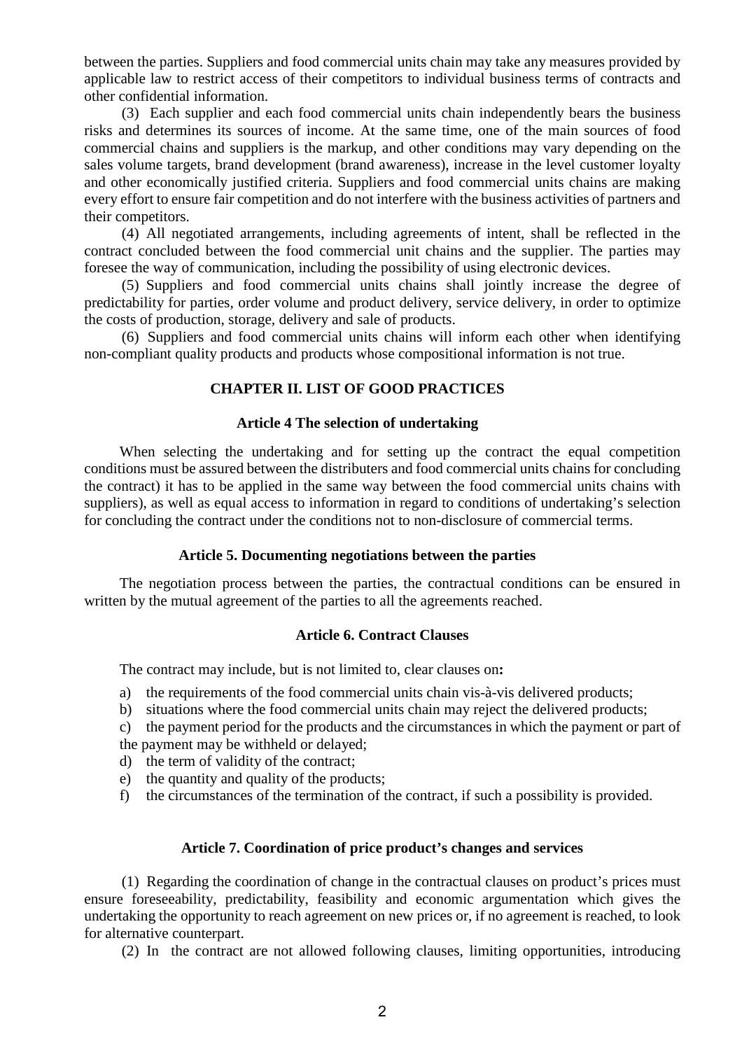between the parties. Suppliers and food commercial units chain may take any measures provided by applicable law to restrict access of their competitors to individual business terms of contracts and other confidential information.

(3) Each supplier and each food commercial units chain independently bears the business risks and determines its sources of income. At the same time, one of the main sources of food commercial chains and suppliers is the markup, and other conditions may vary depending on the sales volume targets, brand development (brand awareness), increase in the level customer loyalty and other economically justified criteria. Suppliers and food commercial units chains are making every effort to ensure fair competition and do not interfere with the business activities of partners and their competitors.

(4) All negotiated arrangements, including agreements of intent, shall be reflected in the contract concluded between the food commercial unit chains and the supplier. The parties may foresee the way of communication, including the possibility of using electronic devices.

(5) Suppliers and food commercial units chains shall jointly increase the degree of predictability for parties, order volume and product delivery, service delivery, in order to optimize the costs of production, storage, delivery and sale of products.

(6) Suppliers and food commercial units chains will inform each other when identifying non-compliant quality products and products whose compositional information is not true.

## CHAPTER II. LIST OF GOOD PRACTICES

### Article 4 The selection of undertaking

When selecting the undertaking and for setting up the contract the equal competition conditions must be assured between the distributers and food commercial units chains for concluding the contract) it has to be applied in the same way between the food commercial units chains with suppliers), as well as equal access to information in regard to conditions of undertaking's selection for concluding the contract under the conditions not to non-disclosure of commercial terms.

### Article 5. Documenting negotiations between the parties

The negotiation process between the parties, the contractual conditions can be ensured in written by the mutual agreement of the parties to all the agreements reached.

### Article 6. Contract Clauses

The contract may include, but is not limited to, clear clauses on**:**

a) the requirements of the food commercial units chain vis-à-vis delivered products;
b) situations where the food commercial units chain may reject the delivered products;
c) the payment period for the products and the circumstances in which the payment or part of the payment may be withheld or delayed;
d) the term of validity of the contract;
e) the quantity and quality of the products;
f) the circumstances of the termination of the contract, if such a possibility is provided.

### Article 7. Coordination of price product's changes and services

(1) Regarding the coordination of change in the contractual clauses on product's prices must ensure foreseeability, predictability, feasibility and economic argumentation which gives the undertaking the opportunity to reach agreement on new prices or, if no agreement is reached, to look for alternative counterpart.

(2) In the contract are not allowed following clauses, limiting opportunities, introducing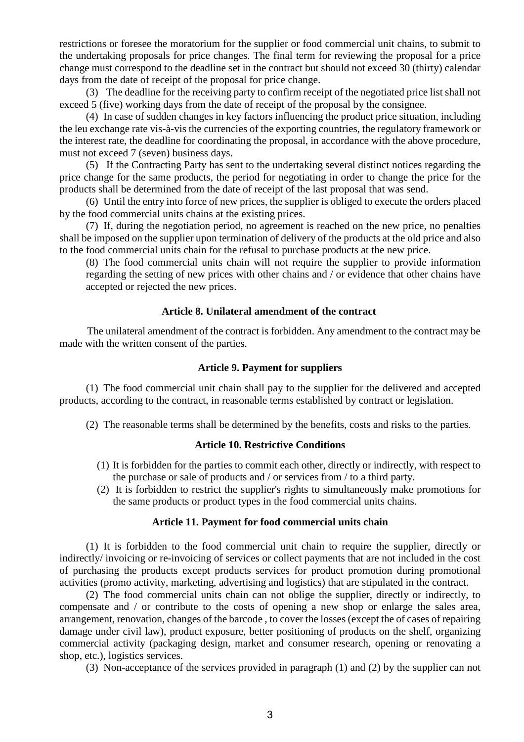restrictions or foresee the moratorium for the supplier or food commercial unit chains, to submit to the undertaking proposals for price changes. The final term for reviewing the proposal for a price change must correspond to the deadline set in the contract but should not exceed 30 (thirty) calendar days from the date of receipt of the proposal for price change.

(3) The deadline for the receiving party to confirm receipt of the negotiated price list shall not exceed 5 (five) working days from the date of receipt of the proposal by the consignee.

(4) In case of sudden changes in key factors influencing the product price situation, including the leu exchange rate vis-à-vis the currencies of the exporting countries, the regulatory framework or the interest rate, the deadline for coordinating the proposal, in accordance with the above procedure, must not exceed 7 (seven) business days.

(5) If the Contracting Party has sent to the undertaking several distinct notices regarding the price change for the same products, the period for negotiating in order to change the price for the products shall be determined from the date of receipt of the last proposal that was send.

(6) Until the entry into force of new prices, the supplier is obliged to execute the orders placed by the food commercial units chains at the existing prices.

(7) If, during the negotiation period, no agreement is reached on the new price, no penalties shall be imposed on the supplier upon termination of delivery of the products at the old price and also to the food commercial units chain for the refusal to purchase products at the new price.

(8) The food commercial units chain will not require the supplier to provide information regarding the setting of new prices with other chains and / or evidence that other chains have accepted or rejected the new prices.

### Article 8. Unilateral amendment of the contract

The unilateral amendment of the contract is forbidden. Any amendment to the contract may be made with the written consent of the parties.

### Article 9. Payment for suppliers

(1) The food commercial unit chain shall pay to the supplier for the delivered and accepted products, according to the contract, in reasonable terms established by contract or legislation.

(2) The reasonable terms shall be determined by the benefits, costs and risks to the parties.

### Article 10. Restrictive Conditions

(1) It is forbidden for the parties to commit each other, directly or indirectly, with respect to the purchase or sale of products and / or services from / to a third party.

(2) It is forbidden to restrict the supplier's rights to simultaneously make promotions for the same products or product types in the food commercial units chains.

### Article 11. Payment for food commercial units chain

(1) It is forbidden to the food commercial unit chain to require the supplier, directly or indirectly/ invoicing or re-invoicing of services or collect payments that are not included in the cost of purchasing the products except products services for product promotion during promotional activities (promo activity, marketing, advertising and logistics) that are stipulated in the contract.

(2) The food commercial units chain can not oblige the supplier, directly or indirectly, to compensate and / or contribute to the costs of opening a new shop or enlarge the sales area, arrangement, renovation, changes of the barcode , to cover the losses (except the of cases of repairing damage under civil law), product exposure, better positioning of products on the shelf, organizing commercial activity (packaging design, market and consumer research, opening or renovating a shop, etc.), logistics services.

(3) Non-acceptance of the services provided in paragraph (1) and (2) by the supplier can not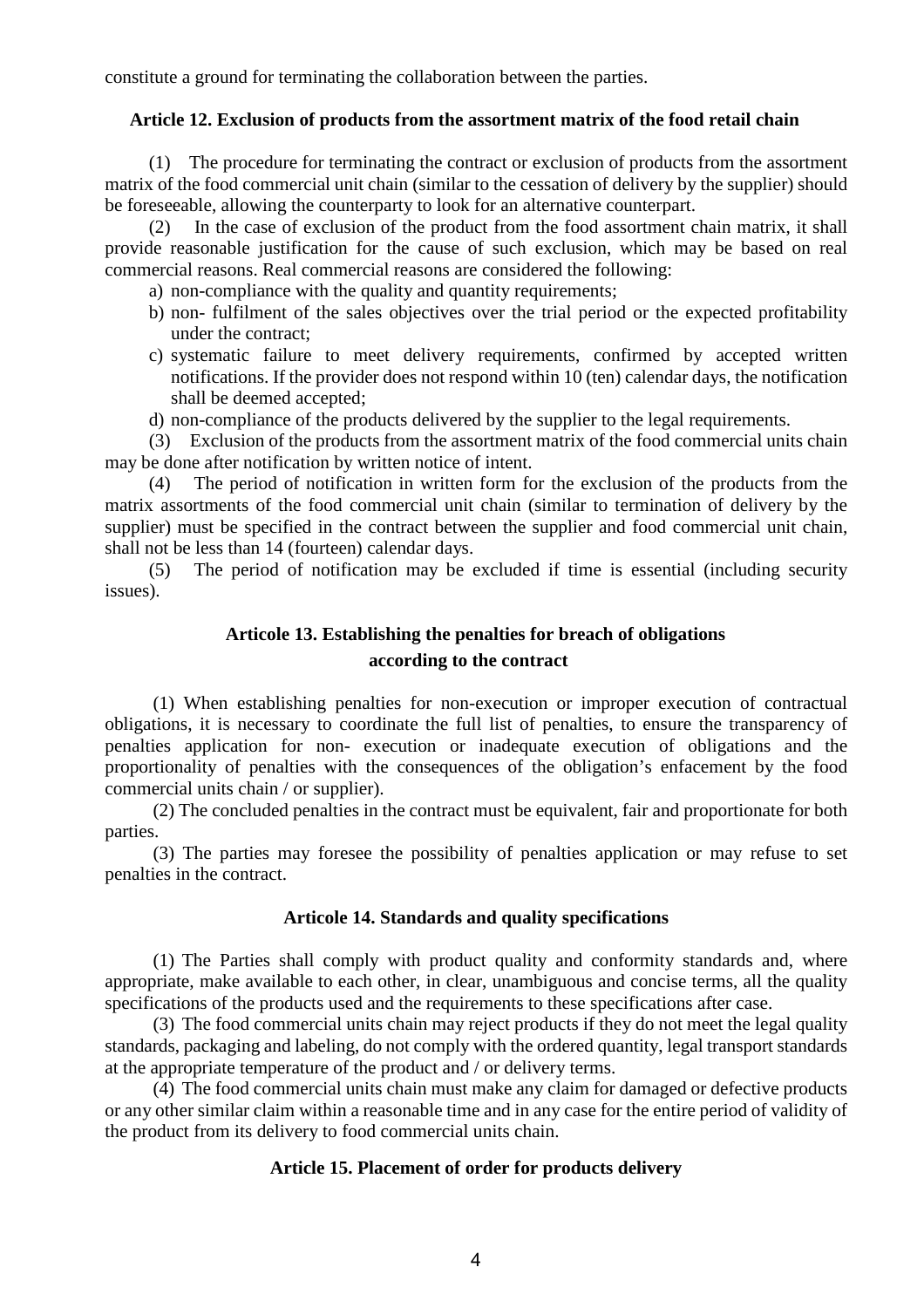constitute a ground for terminating the collaboration between the parties.

### Article 12. Exclusion of products from the assortment matrix of the food retail chain

(1) The procedure for terminating the contract or exclusion of products from the assortment matrix of the food commercial unit chain (similar to the cessation of delivery by the supplier) should be foreseeable, allowing the counterparty to look for an alternative counterpart.

(2) In the case of exclusion of the product from the food assortment chain matrix, it shall provide reasonable justification for the cause of such exclusion, which may be based on real commercial reasons. Real commercial reasons are considered the following:

a) non-compliance with the quality and quantity requirements;
b) non- fulfilment of the sales objectives over the trial period or the expected profitability under the contract;
c) systematic failure to meet delivery requirements, confirmed by accepted written notifications. If the provider does not respond within 10 (ten) calendar days, the notification shall be deemed accepted;
d) non-compliance of the products delivered by the supplier to the legal requirements.

(3) Exclusion of the products from the assortment matrix of the food commercial units chain may be done after notification by written notice of intent.

(4) The period of notification in written form for the exclusion of the products from the matrix assortments of the food commercial unit chain (similar to termination of delivery by the supplier) must be specified in the contract between the supplier and food commercial unit chain, shall not be less than 14 (fourteen) calendar days.

(5) The period of notification may be excluded if time is essential (including security issues).

### Articole 13. Establishing the penalties for breach of obligations according to the contract

(1) When establishing penalties for non-execution or improper execution of contractual obligations, it is necessary to coordinate the full list of penalties, to ensure the transparency of penalties application for non- execution or inadequate execution of obligations and the proportionality of penalties with the consequences of the obligation's enfacement by the food commercial units chain / or supplier).

(2) The concluded penalties in the contract must be equivalent, fair and proportionate for both parties.

(3) The parties may foresee the possibility of penalties application or may refuse to set penalties in the contract.

### Articole 14. Standards and quality specifications

(1) The Parties shall comply with product quality and conformity standards and, where appropriate, make available to each other, in clear, unambiguous and concise terms, all the quality specifications of the products used and the requirements to these specifications after case.

(3) The food commercial units chain may reject products if they do not meet the legal quality standards, packaging and labeling, do not comply with the ordered quantity, legal transport standards at the appropriate temperature of the product and / or delivery terms.

(4) The food commercial units chain must make any claim for damaged or defective products or any other similar claim within a reasonable time and in any case for the entire period of validity of the product from its delivery to food commercial units chain.

### Article 15. Placement of order for products delivery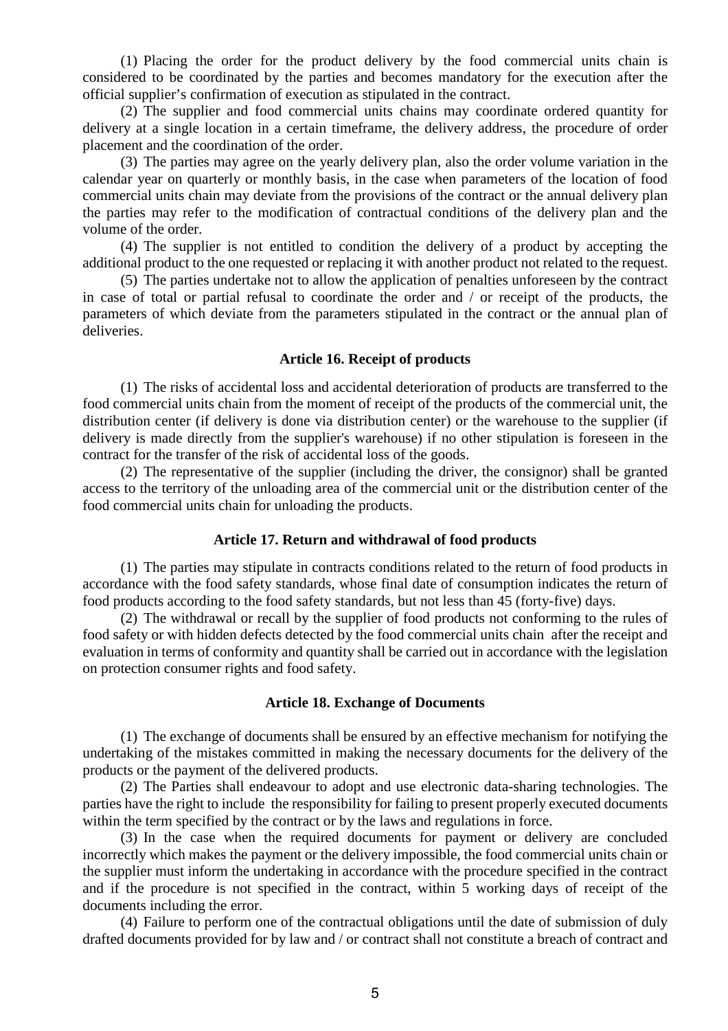(1) Placing the order for the product delivery by the food commercial units chain is considered to be coordinated by the parties and becomes mandatory for the execution after the official supplier's confirmation of execution as stipulated in the contract.

(2) The supplier and food commercial units chains may coordinate ordered quantity for delivery at a single location in a certain timeframe, the delivery address, the procedure of order placement and the coordination of the order.

(3) The parties may agree on the yearly delivery plan, also the order volume variation in the calendar year on quarterly or monthly basis, in the case when parameters of the location of food commercial units chain may deviate from the provisions of the contract or the annual delivery plan the parties may refer to the modification of contractual conditions of the delivery plan and the volume of the order.

(4) The supplier is not entitled to condition the delivery of a product by accepting the additional product to the one requested or replacing it with another product not related to the request.

(5) The parties undertake not to allow the application of penalties unforeseen by the contract in case of total or partial refusal to coordinate the order and / or receipt of the products, the parameters of which deviate from the parameters stipulated in the contract or the annual plan of deliveries.

### Article 16. Receipt of products

(1) The risks of accidental loss and accidental deterioration of products are transferred to the food commercial units chain from the moment of receipt of the products of the commercial unit, the distribution center (if delivery is done via distribution center) or the warehouse to the supplier (if delivery is made directly from the supplier's warehouse) if no other stipulation is foreseen in the contract for the transfer of the risk of accidental loss of the goods.

(2) The representative of the supplier (including the driver, the consignor) shall be granted access to the territory of the unloading area of the commercial unit or the distribution center of the food commercial units chain for unloading the products.

### Article 17. Return and withdrawal of food products

(1) The parties may stipulate in contracts conditions related to the return of food products in accordance with the food safety standards, whose final date of consumption indicates the return of food products according to the food safety standards, but not less than 45 (forty-five) days.

(2) The withdrawal or recall by the supplier of food products not conforming to the rules of food safety or with hidden defects detected by the food commercial units chain after the receipt and evaluation in terms of conformity and quantity shall be carried out in accordance with the legislation on protection consumer rights and food safety.

### Article 18. Exchange of Documents

(1) The exchange of documents shall be ensured by an effective mechanism for notifying the undertaking of the mistakes committed in making the necessary documents for the delivery of the products or the payment of the delivered products.

(2) The Parties shall endeavour to adopt and use electronic data-sharing technologies. The parties have the right to include the responsibility for failing to present properly executed documents within the term specified by the contract or by the laws and regulations in force.

(3) In the case when the required documents for payment or delivery are concluded incorrectly which makes the payment or the delivery impossible, the food commercial units chain or the supplier must inform the undertaking in accordance with the procedure specified in the contract and if the procedure is not specified in the contract, within 5 working days of receipt of the documents including the error.

(4) Failure to perform one of the contractual obligations until the date of submission of duly drafted documents provided for by law and / or contract shall not constitute a breach of contract and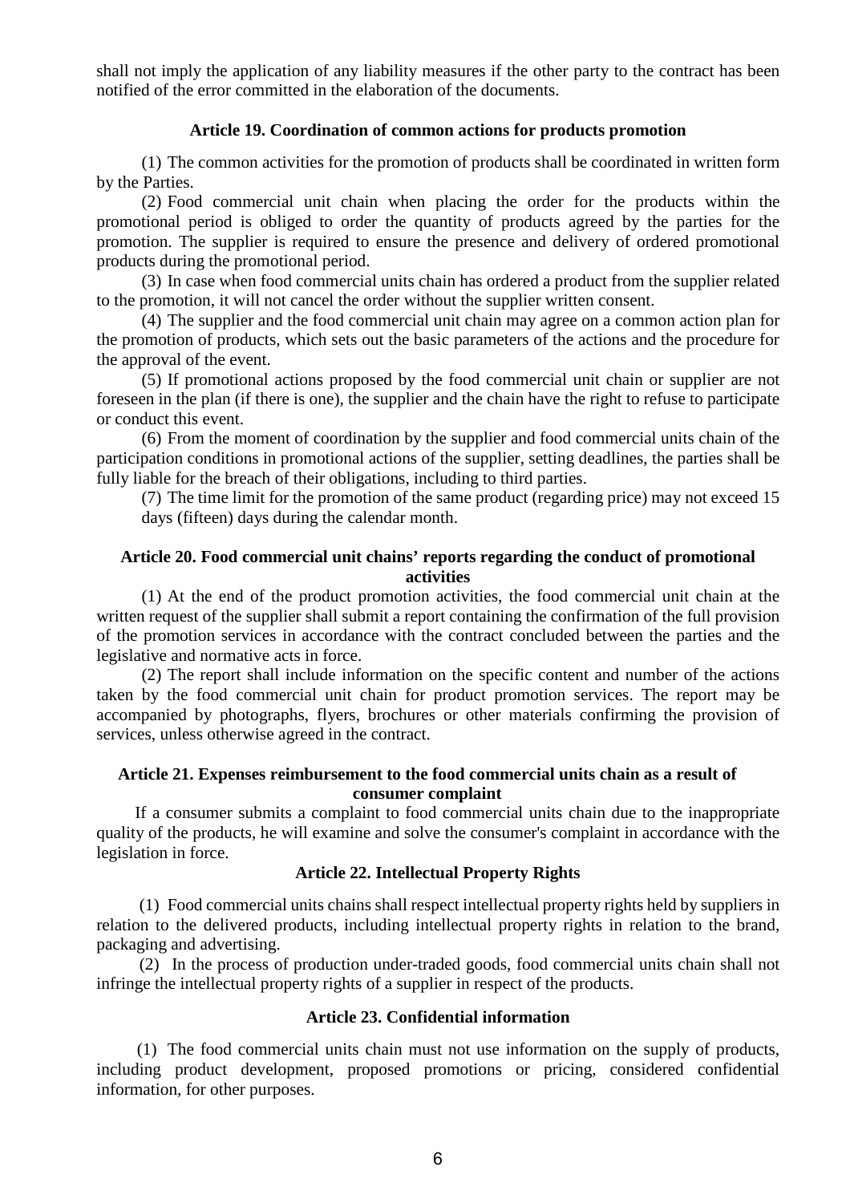shall not imply the application of any liability measures if the other party to the contract has been notified of the error committed in the elaboration of the documents.

### Article 19. Coordination of common actions for products promotion

(1) The common activities for the promotion of products shall be coordinated in written form by the Parties.

(2) Food commercial unit chain when placing the order for the products within the promotional period is obliged to order the quantity of products agreed by the parties for the promotion. The supplier is required to ensure the presence and delivery of ordered promotional products during the promotional period.

(3) In case when food commercial units chain has ordered a product from the supplier related to the promotion, it will not cancel the order without the supplier written consent.

(4) The supplier and the food commercial unit chain may agree on a common action plan for the promotion of products, which sets out the basic parameters of the actions and the procedure for the approval of the event.

(5) If promotional actions proposed by the food commercial unit chain or supplier are not foreseen in the plan (if there is one), the supplier and the chain have the right to refuse to participate or conduct this event.

(6) From the moment of coordination by the supplier and food commercial units chain of the participation conditions in promotional actions of the supplier, setting deadlines, the parties shall be fully liable for the breach of their obligations, including to third parties.

(7) The time limit for the promotion of the same product (regarding price) may not exceed 15 days (fifteen) days during the calendar month.

### Article 20. Food commercial unit chains' reports regarding the conduct of promotional activities

(1) At the end of the product promotion activities, the food commercial unit chain at the written request of the supplier shall submit a report containing the confirmation of the full provision of the promotion services in accordance with the contract concluded between the parties and the legislative and normative acts in force.

(2) The report shall include information on the specific content and number of the actions taken by the food commercial unit chain for product promotion services. The report may be accompanied by photographs, flyers, brochures or other materials confirming the provision of services, unless otherwise agreed in the contract.

### Article 21. Expenses reimbursement to the food commercial units chain as a result of consumer complaint

If a consumer submits a complaint to food commercial units chain due to the inappropriate quality of the products, he will examine and solve the consumer's complaint in accordance with the legislation in force.

### Article 22. Intellectual Property Rights

(1) Food commercial units chains shall respect intellectual property rights held by suppliers in relation to the delivered products, including intellectual property rights in relation to the brand, packaging and advertising.

(2) In the process of production under-traded goods, food commercial units chain shall not infringe the intellectual property rights of a supplier in respect of the products.

### Article 23. Confidential information

(1) The food commercial units chain must not use information on the supply of products, including product development, proposed promotions or pricing, considered confidential information, for other purposes.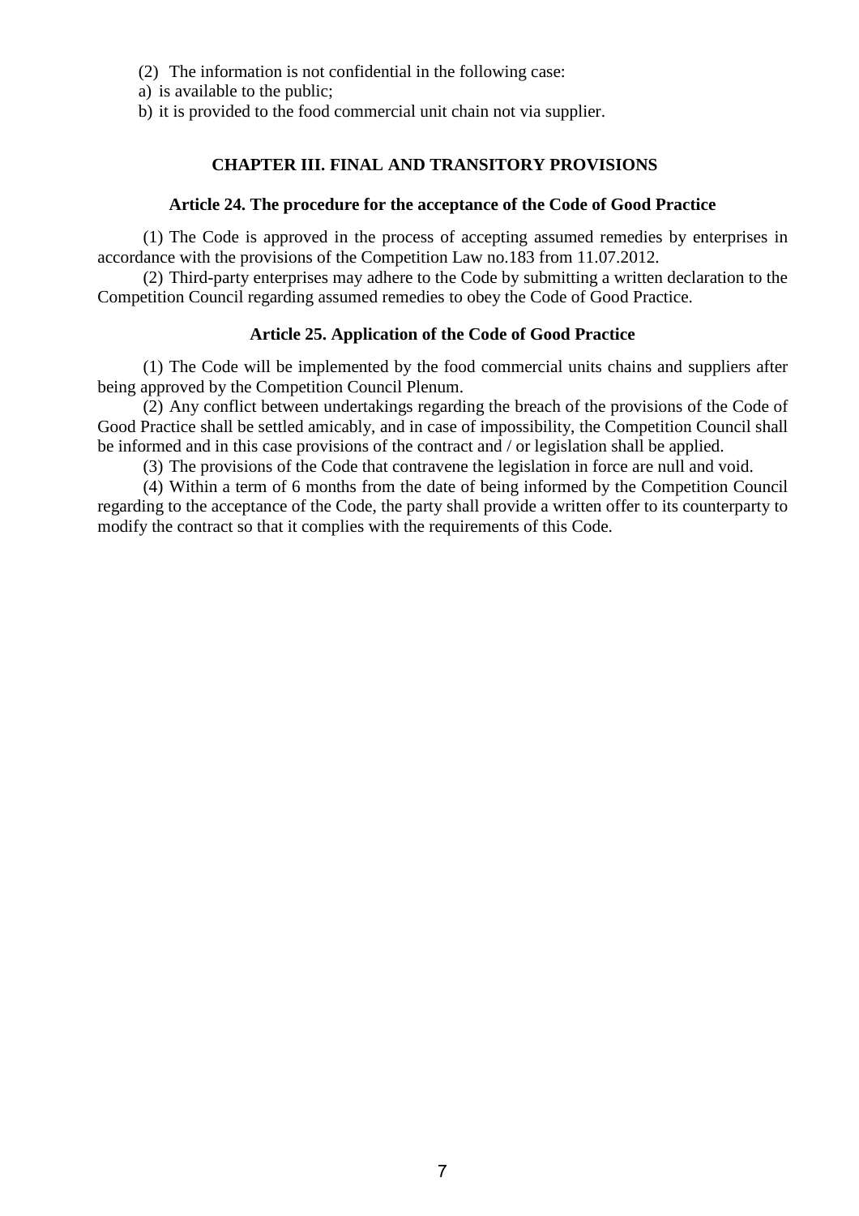(2) The information is not confidential in the following case:

a) is available to the public;

b) it is provided to the food commercial unit chain not via supplier.

## CHAPTER III. FINAL AND TRANSITORY PROVISIONS

### Article 24. The procedure for the acceptance of the Code of Good Practice

(1) The Code is approved in the process of accepting assumed remedies by enterprises in accordance with the provisions of the Competition Law no.183 from 11.07.2012.

(2) Third-party enterprises may adhere to the Code by submitting a written declaration to the Competition Council regarding assumed remedies to obey the Code of Good Practice.

### Article 25. Application of the Code of Good Practice

(1) The Code will be implemented by the food commercial units chains and suppliers after being approved by the Competition Council Plenum.

(2) Any conflict between undertakings regarding the breach of the provisions of the Code of Good Practice shall be settled amicably, and in case of impossibility, the Competition Council shall be informed and in this case provisions of the contract and / or legislation shall be applied.

(3) The provisions of the Code that contravene the legislation in force are null and void.

(4) Within a term of 6 months from the date of being informed by the Competition Council regarding to the acceptance of the Code, the party shall provide a written offer to its counterparty to modify the contract so that it complies with the requirements of this Code.